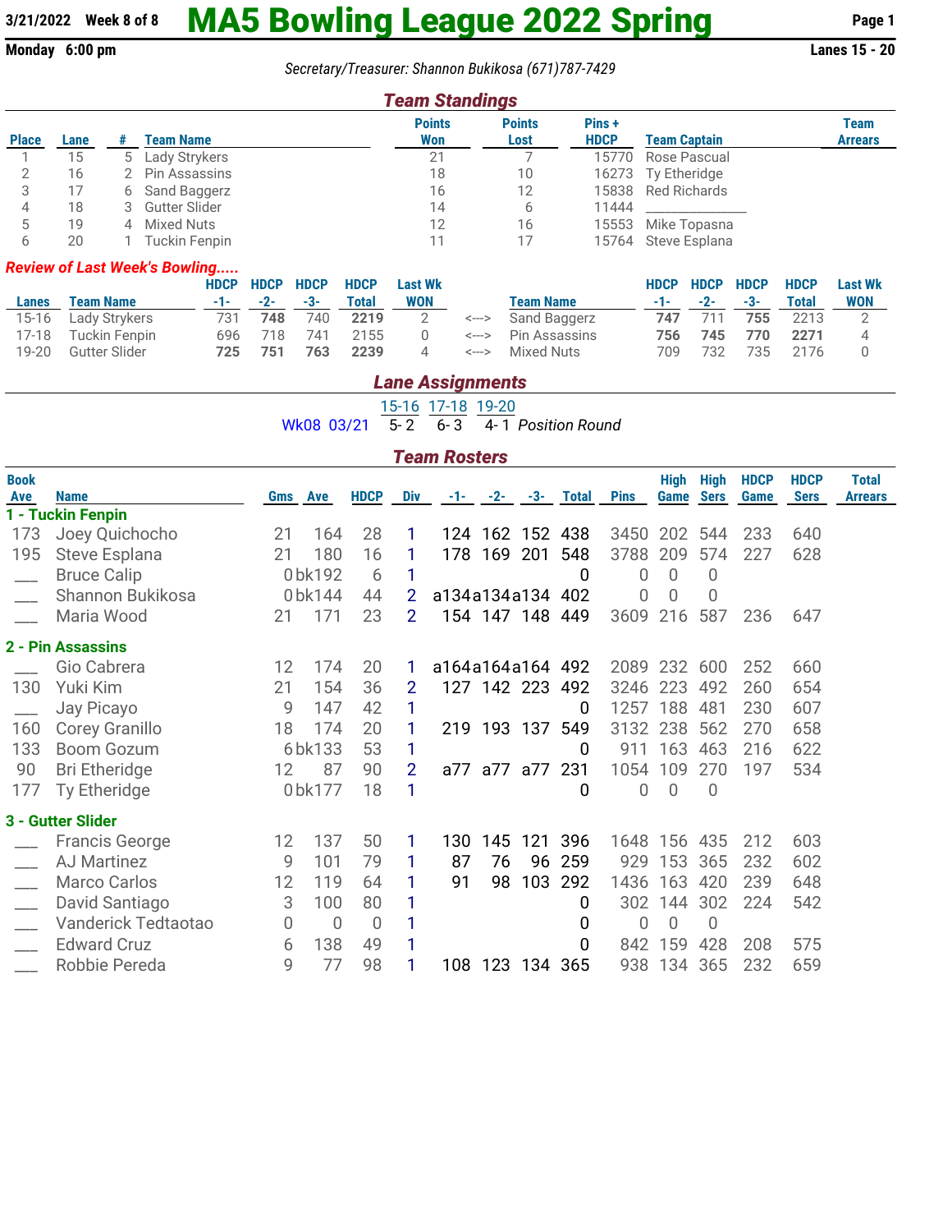3/21/2022 Week 8 of 8

# MA5 Bowling League 2022 Spring

**Monday 6:00 pm** — **Lanes 15 - 20**

*Secretary/Treasurer: Shannon Bukikosa (671)787-7429*

## Team Standings

| Place | Lane | # | Team Name | Points Won | Points Lost | Pins + HDCP | Team Captain | Team Arrears |
|---|---|---|---|---|---|---|---|---|
| 1 | 15 | 5 | Lady Strykers | 21 | 7 | 15770 | Rose Pascual | |
| 2 | 16 | 2 | Pin Assassins | 18 | 10 | 16273 | Ty Etheridge | |
| 3 | 17 | 6 | Sand Baggerz | 16 | 12 | 15838 | Red Richards | |
| 4 | 18 | 3 | Gutter Slider | 14 | 6 | 11444 | _______________ | |
| 5 | 19 | 4 | Mixed Nuts | 12 | 16 | 15553 | Mike Topasna | |
| 6 | 20 | 1 | Tuckin Fenpin | 11 | 17 | 15764 | Steve Esplana | |

## Review of Last Week's Bowling.....

| Lanes | Team Name | HDCP -1- | HDCP -2- | HDCP -3- | HDCP Total | Last Wk WON | | Team Name | HDCP -1- | HDCP -2- | HDCP -3- | HDCP Total | Last Wk WON |
|---|---|---|---|---|---|---|---|---|---|---|---|---|---|
| 15-16 | Lady Strykers | 731 | **748** | 740 | **2219** | 2 | <---> | Sand Baggerz | **747** | 711 | **755** | 2213 | 2 |
| 17-18 | Tuckin Fenpin | 696 | 718 | 741 | 2155 | 0 | <---> | Pin Assassins | **756** | **745** | **770** | **2271** | 4 |
| 19-20 | Gutter Slider | **725** | **751** | **763** | **2239** | 4 | <---> | Mixed Nuts | 709 | 732 | 735 | 2176 | 0 |

## Lane Assignments

| | 15-16 | 17-18 | 19-20 | |
|---|---|---|---|---|
| Wk08 03/21 | 5- 2 | 6- 3 | 4- 1 | *Position Round* |

## Team Rosters

| Book Ave | Name | Gms | Ave | HDCP | Div | -1- | -2- | -3- | Total | Pins | High Game | High Sers | HDCP Game | HDCP Sers | Total Arrears |
|---|---|---|---|---|---|---|---|---|---|---|---|---|---|---|---|
| **1 - Tuckin Fenpin** | | | | | | | | | | | | | | | |
| 173 | Joey Quichocho | 21 | 164 | 28 | 1 | 124 | 162 | 152 | 438 | 3450 | 202 | 544 | 233 | 640 | |
| 195 | Steve Esplana | 21 | 180 | 16 | 1 | 178 | 169 | 201 | 548 | 3788 | 209 | 574 | 227 | 628 | |
| ___ | Bruce Calip | 0 | bk192 | 6 | 1 | | | | 0 | 0 | 0 | 0 | | | |
| ___ | Shannon Bukikosa | 0 | bk144 | 44 | 2 | a134 | a134 | a134 | 402 | 0 | 0 | 0 | | | |
| ___ | Maria Wood | 21 | 171 | 23 | 2 | 154 | 147 | 148 | 449 | 3609 | 216 | 587 | 236 | 647 | |
| **2 - Pin Assassins** | | | | | | | | | | | | | | | |
| ___ | Gio Cabrera | 12 | 174 | 20 | 1 | a164 | a164 | a164 | 492 | 2089 | 232 | 600 | 252 | 660 | |
| 130 | Yuki Kim | 21 | 154 | 36 | 2 | 127 | 142 | 223 | 492 | 3246 | 223 | 492 | 260 | 654 | |
| ___ | Jay Picayo | 9 | 147 | 42 | 1 | | | | 0 | 1257 | 188 | 481 | 230 | 607 | |
| 160 | Corey Granillo | 18 | 174 | 20 | 1 | 219 | 193 | 137 | 549 | 3132 | 238 | 562 | 270 | 658 | |
| 133 | Boom Gozum | 6 | bk133 | 53 | 1 | | | | 0 | 911 | 163 | 463 | 216 | 622 | |
| 90 | Bri Etheridge | 12 | 87 | 90 | 2 | a77 | a77 | a77 | 231 | 1054 | 109 | 270 | 197 | 534 | |
| 177 | Ty Etheridge | 0 | bk177 | 18 | 1 | | | | 0 | 0 | 0 | 0 | | | |
| **3 - Gutter Slider** | | | | | | | | | | | | | | | |
| ___ | Francis George | 12 | 137 | 50 | 1 | 130 | 145 | 121 | 396 | 1648 | 156 | 435 | 212 | 603 | |
| ___ | AJ Martinez | 9 | 101 | 79 | 1 | 87 | 76 | 96 | 259 | 929 | 153 | 365 | 232 | 602 | |
| ___ | Marco Carlos | 12 | 119 | 64 | 1 | 91 | 98 | 103 | 292 | 1436 | 163 | 420 | 239 | 648 | |
| ___ | David Santiago | 3 | 100 | 80 | 1 | | | | 0 | 302 | 144 | 302 | 224 | 542 | |
| ___ | Vanderick Tedtaotao | 0 | 0 | 0 | 1 | | | | 0 | 0 | 0 | 0 | | | |
| ___ | Edward Cruz | 6 | 138 | 49 | 1 | | | | 0 | 842 | 159 | 428 | 208 | 575 | |
| ___ | Robbie Pereda | 9 | 77 | 98 | 1 | 108 | 123 | 134 | 365 | 938 | 134 | 365 | 232 | 659 | |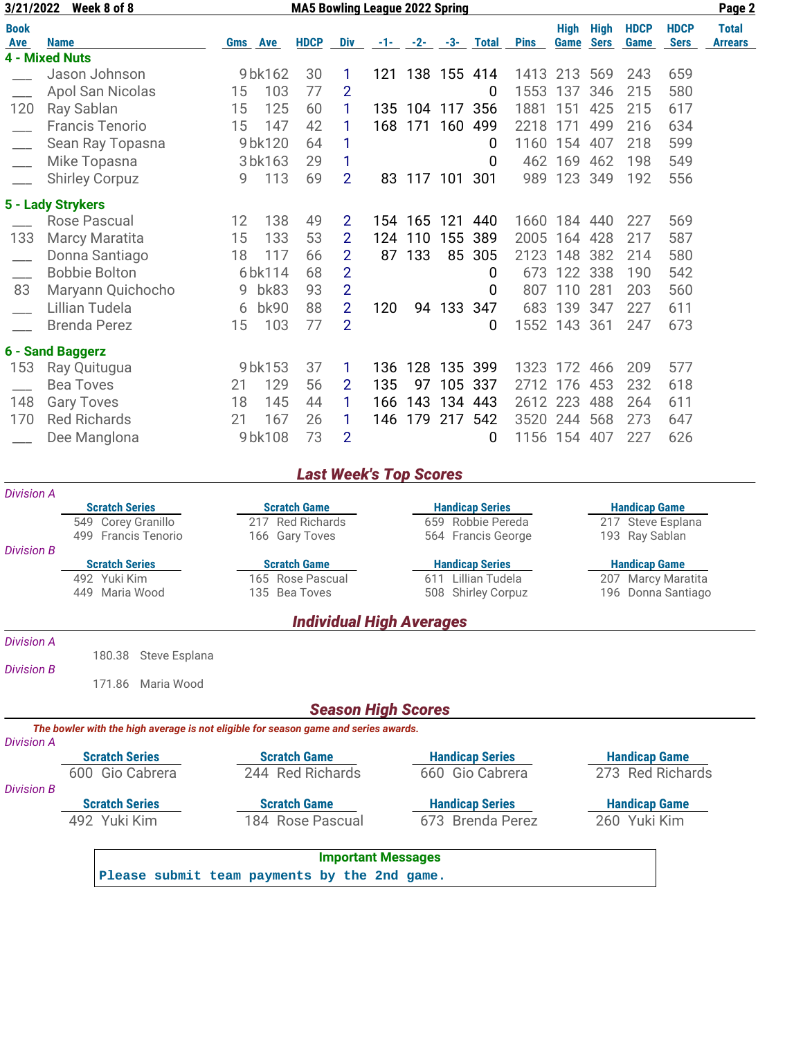3/21/2022 Week 8 of 8 — MA5 Bowling League 2022 Spring

| Book Ave | Name | Gms | Ave | HDCP | Div | -1- | -2- | -3- | Total | Pins | High Game | High Sers | HDCP Game | HDCP Sers | Total Arrears |
|---|---|---|---|---|---|---|---|---|---|---|---|---|---|---|---|
| **4 - Mixed Nuts** | | | | | | | | | | | | | | | |
| ___ | Jason Johnson | 9 | bk162 | 30 | 1 | 121 | 138 | 155 | 414 | 1413 | 213 | 569 | 243 | 659 | |
| ___ | Apol San Nicolas | 15 | 103 | 77 | 2 | | | | 0 | 1553 | 137 | 346 | 215 | 580 | |
| 120 | Ray Sablan | 15 | 125 | 60 | 1 | 135 | 104 | 117 | 356 | 1881 | 151 | 425 | 215 | 617 | |
| ___ | Francis Tenorio | 15 | 147 | 42 | 1 | 168 | 171 | 160 | 499 | 2218 | 171 | 499 | 216 | 634 | |
| ___ | Sean Ray Topasna | 9 | bk120 | 64 | 1 | | | | 0 | 1160 | 154 | 407 | 218 | 599 | |
| ___ | Mike Topasna | 3 | bk163 | 29 | 1 | | | | 0 | 462 | 169 | 462 | 198 | 549 | |
| ___ | Shirley Corpuz | 9 | 113 | 69 | 2 | 83 | 117 | 101 | 301 | 989 | 123 | 349 | 192 | 556 | |
| **5 - Lady Strykers** | | | | | | | | | | | | | | | |
| ___ | Rose Pascual | 12 | 138 | 49 | 2 | 154 | 165 | 121 | 440 | 1660 | 184 | 440 | 227 | 569 | |
| 133 | Marcy Maratita | 15 | 133 | 53 | 2 | 124 | 110 | 155 | 389 | 2005 | 164 | 428 | 217 | 587 | |
| ___ | Donna Santiago | 18 | 117 | 66 | 2 | 87 | 133 | 85 | 305 | 2123 | 148 | 382 | 214 | 580 | |
| ___ | Bobbie Bolton | 6 | bk114 | 68 | 2 | | | | 0 | 673 | 122 | 338 | 190 | 542 | |
| 83 | Maryann Quichocho | 9 | bk83 | 93 | 2 | | | | 0 | 807 | 110 | 281 | 203 | 560 | |
| ___ | Lillian Tudela | 6 | bk90 | 88 | 2 | 120 | 94 | 133 | 347 | 683 | 139 | 347 | 227 | 611 | |
| ___ | Brenda Perez | 15 | 103 | 77 | 2 | | | | 0 | 1552 | 143 | 361 | 247 | 673 | |
| **6 - Sand Baggerz** | | | | | | | | | | | | | | | |
| 153 | Ray Quitugua | 9 | bk153 | 37 | 1 | 136 | 128 | 135 | 399 | 1323 | 172 | 466 | 209 | 577 | |
| ___ | Bea Toves | 21 | 129 | 56 | 2 | 135 | 97 | 105 | 337 | 2712 | 176 | 453 | 232 | 618 | |
| 148 | Gary Toves | 18 | 145 | 44 | 1 | 166 | 143 | 134 | 443 | 2612 | 223 | 488 | 264 | 611 | |
| 170 | Red Richards | 21 | 167 | 26 | 1 | 146 | 179 | 217 | 542 | 3520 | 244 | 568 | 273 | 647 | |
| ___ | Dee Manglona | 9 | bk108 | 73 | 2 | | | | 0 | 1156 | 154 | 407 | 227 | 626 | |

## Last Week's Top Scores

*Division A*

| Scratch Series | Scratch Game | Handicap Series | Handicap Game |
|---|---|---|---|
| 549 Corey Granillo | 217 Red Richards | 659 Robbie Pereda | 217 Steve Esplana |
| 499 Francis Tenorio | 166 Gary Toves | 564 Francis George | 193 Ray Sablan |

*Division B*

| Scratch Series | Scratch Game | Handicap Series | Handicap Game |
|---|---|---|---|
| 492 Yuki Kim | 165 Rose Pascual | 611 Lillian Tudela | 207 Marcy Maratita |
| 449 Maria Wood | 135 Bea Toves | 508 Shirley Corpuz | 196 Donna Santiago |

## Individual High Averages

*Division A*

180.38 Steve Esplana

*Division B*

171.86 Maria Wood

## Season High Scores

*The bowler with the high average is not eligible for season game and series awards.*

*Division A*

| Scratch Series | Scratch Game | Handicap Series | Handicap Game |
|---|---|---|---|
| 600 Gio Cabrera | 244 Red Richards | 660 Gio Cabrera | 273 Red Richards |

*Division B*

| Scratch Series | Scratch Game | Handicap Series | Handicap Game |
|---|---|---|---|
| 492 Yuki Kim | 184 Rose Pascual | 673 Brenda Perez | 260 Yuki Kim |

**Important Messages**

Please submit team payments by the 2nd game.